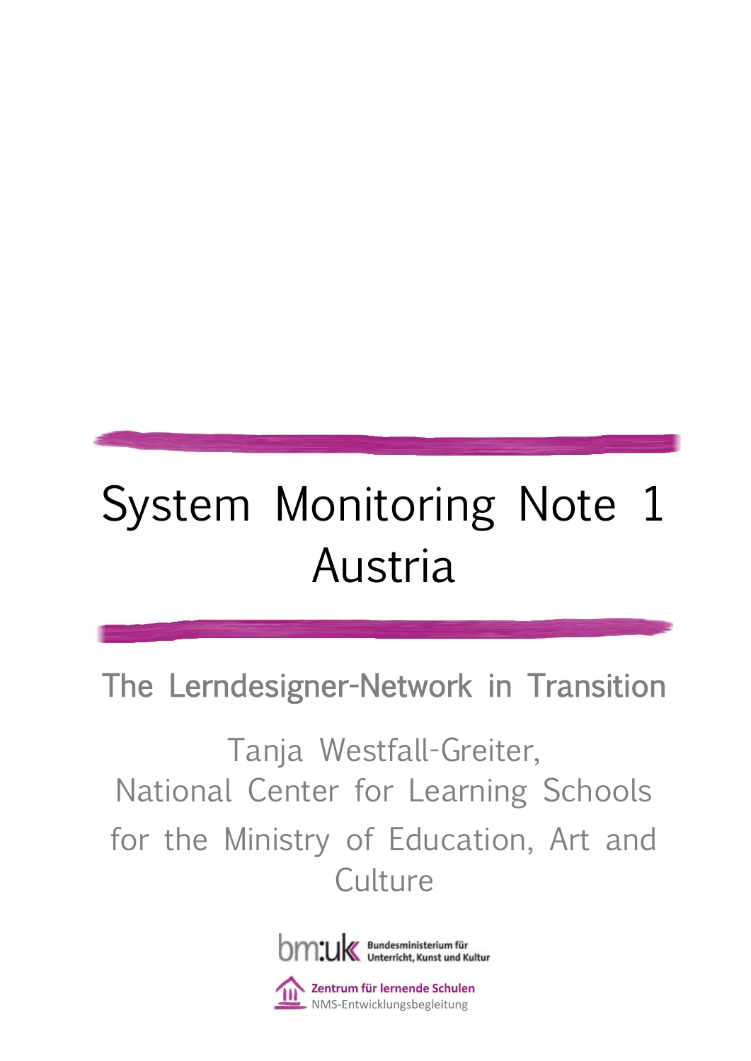# System Monitoring Note 1 Austria

## The Lerndesigner-Network in Transition

Tanja Westfall-Greiter,
National Center for Learning Schools
for the Ministry of Education, Art and Culture

bm:uk Bundesministerium für Unterricht, Kunst und Kultur

Zentrum für lernende Schulen
NMS-Entwicklungsbegleitung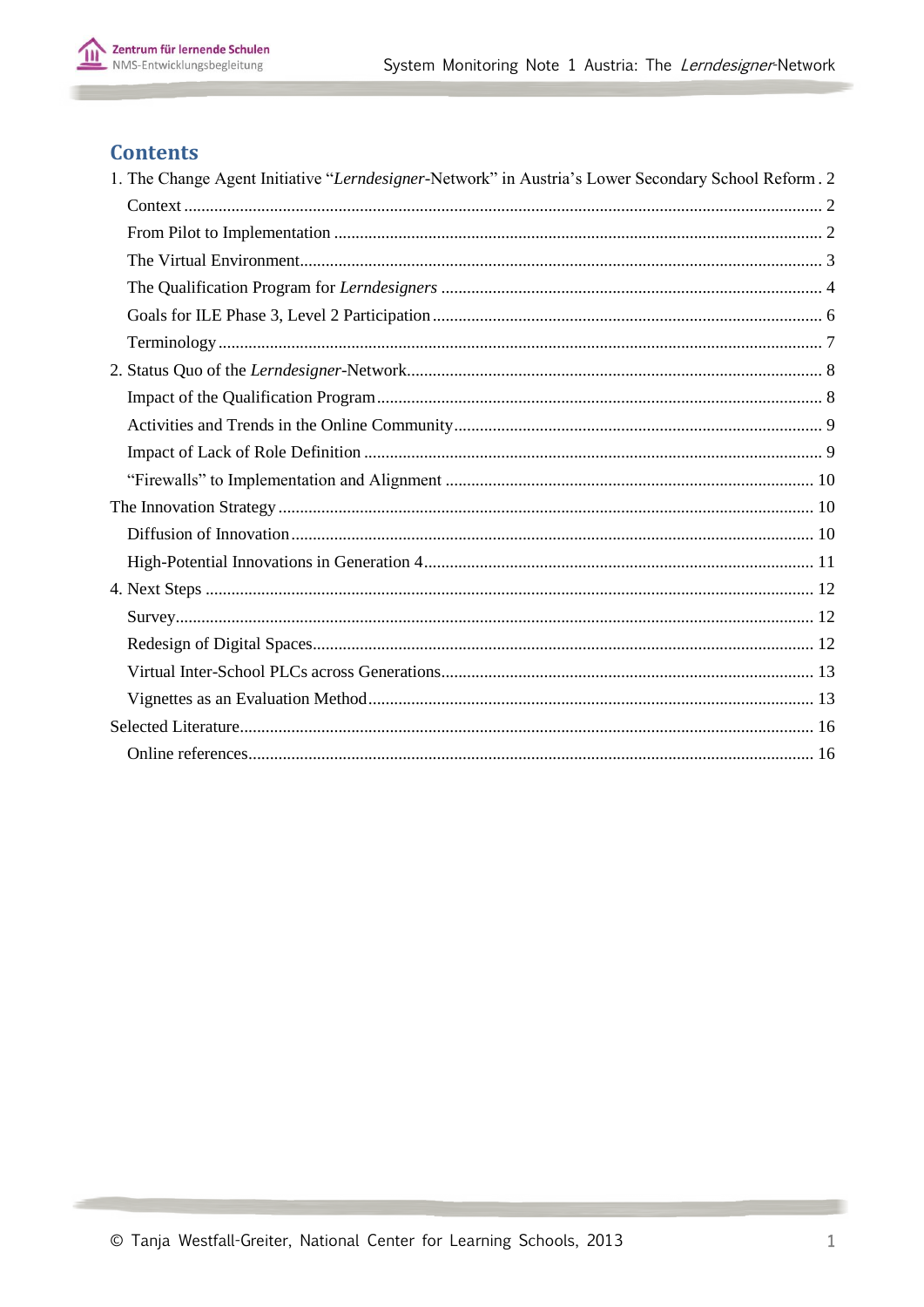## Contents

1. The Change Agent Initiative "*Lerndesigner*-Network" in Austria's Lower Secondary School Reform . 2
   - Context ........................................................................................................ 2
   - From Pilot to Implementation ........................................................................ 2
   - The Virtual Environment................................................................................ 3
   - The Qualification Program for *Lerndesigners* ................................................ 4
   - Goals for ILE Phase 3, Level 2 Participation ................................................... 6
   - Terminology ................................................................................................... 7

2. Status Quo of the *Lerndesigner*-Network...................................................................... 8
   - Impact of the Qualification Program .............................................................. 8
   - Activities and Trends in the Online Community ............................................... 9
   - Impact of Lack of Role Definition ................................................................... 9
   - "Firewalls" to Implementation and Alignment ............................................... 10

The Innovation Strategy ............................................................................................... 10
   - Diffusion of Innovation .................................................................................. 10
   - High-Potential Innovations in Generation 4.................................................... 11

4. Next Steps ............................................................................................................. 12
   - Survey........................................................................................................... 12
   - Redesign of Digital Spaces............................................................................. 12
   - Virtual Inter-School PLCs across Generations.................................................. 13
   - Vignettes as an Evaluation Method................................................................ 13

Selected Literature...................................................................................................... 16
   - Online references........................................................................................... 16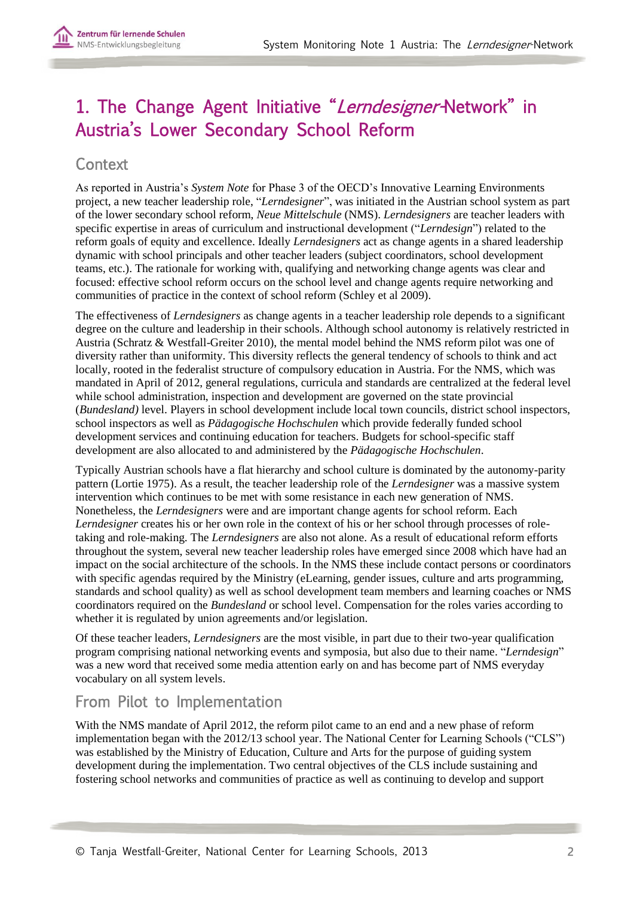# 1. The Change Agent Initiative "*Lerndesigner*-Network" in Austria's Lower Secondary School Reform

## Context

As reported in Austria's *System Note* for Phase 3 of the OECD's Innovative Learning Environments project, a new teacher leadership role, "*Lerndesigner*", was initiated in the Austrian school system as part of the lower secondary school reform, *Neue Mittelschule* (NMS). *Lerndesigners* are teacher leaders with specific expertise in areas of curriculum and instructional development ("*Lerndesign*") related to the reform goals of equity and excellence. Ideally *Lerndesigners* act as change agents in a shared leadership dynamic with school principals and other teacher leaders (subject coordinators, school development teams, etc.). The rationale for working with, qualifying and networking change agents was clear and focused: effective school reform occurs on the school level and change agents require networking and communities of practice in the context of school reform (Schley et al 2009).

The effectiveness of *Lerndesigners* as change agents in a teacher leadership role depends to a significant degree on the culture and leadership in their schools. Although school autonomy is relatively restricted in Austria (Schratz & Westfall-Greiter 2010), the mental model behind the NMS reform pilot was one of diversity rather than uniformity. This diversity reflects the general tendency of schools to think and act locally, rooted in the federalist structure of compulsory education in Austria. For the NMS, which was mandated in April of 2012, general regulations, curricula and standards are centralized at the federal level while school administration, inspection and development are governed on the state provincial (*Bundesland)* level. Players in school development include local town councils, district school inspectors, school inspectors as well as *Pädagogische Hochschulen* which provide federally funded school development services and continuing education for teachers. Budgets for school-specific staff development are also allocated to and administered by the *Pädagogische Hochschulen*.

Typically Austrian schools have a flat hierarchy and school culture is dominated by the autonomy-parity pattern (Lortie 1975). As a result, the teacher leadership role of the *Lerndesigner* was a massive system intervention which continues to be met with some resistance in each new generation of NMS. Nonetheless, the *Lerndesigners* were and are important change agents for school reform. Each *Lerndesigner* creates his or her own role in the context of his or her school through processes of role-taking and role-making. The *Lerndesigners* are also not alone. As a result of educational reform efforts throughout the system, several new teacher leadership roles have emerged since 2008 which have had an impact on the social architecture of the schools. In the NMS these include contact persons or coordinators with specific agendas required by the Ministry (eLearning, gender issues, culture and arts programming, standards and school quality) as well as school development team members and learning coaches or NMS coordinators required on the *Bundesland* or school level. Compensation for the roles varies according to whether it is regulated by union agreements and/or legislation.

Of these teacher leaders, *Lerndesigners* are the most visible, in part due to their two-year qualification program comprising national networking events and symposia, but also due to their name. "*Lerndesign*" was a new word that received some media attention early on and has become part of NMS everyday vocabulary on all system levels.

## From Pilot to Implementation

With the NMS mandate of April 2012, the reform pilot came to an end and a new phase of reform implementation began with the 2012/13 school year. The National Center for Learning Schools ("CLS") was established by the Ministry of Education, Culture and Arts for the purpose of guiding system development during the implementation. Two central objectives of the CLS include sustaining and fostering school networks and communities of practice as well as continuing to develop and support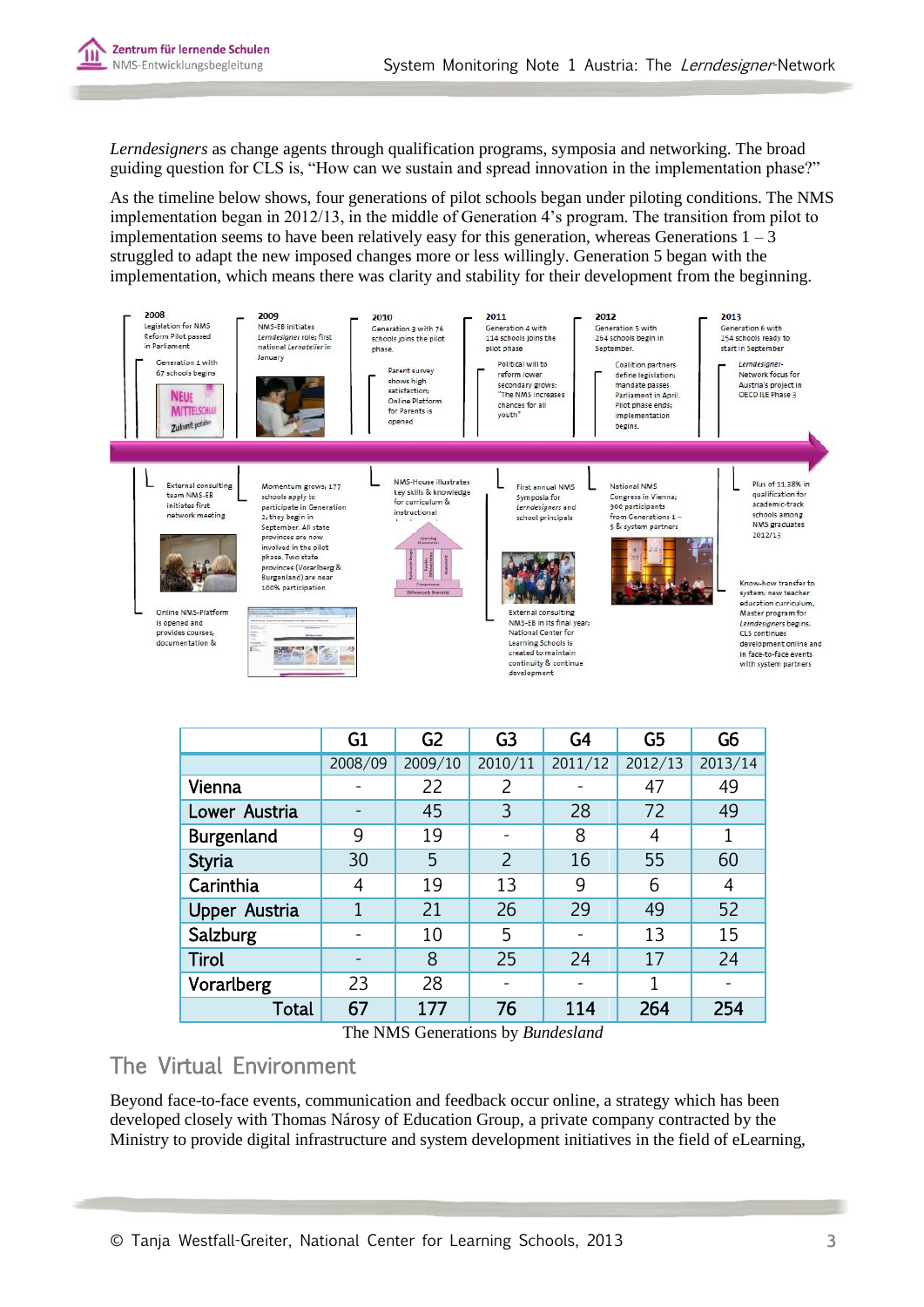*Lerndesigners* as change agents through qualification programs, symposia and networking. The broad guiding question for CLS is, "How can we sustain and spread innovation in the implementation phase?"

As the timeline below shows, four generations of pilot schools began under piloting conditions. The NMS implementation began in 2012/13, in the middle of Generation 4's program. The transition from pilot to implementation seems to have been relatively easy for this generation, whereas Generations 1 – 3 struggled to adapt the new imposed changes more or less willingly. Generation 5 began with the implementation, which means there was clarity and stability for their development from the beginning.

**2008**
- Legislation for NMS Reform Pilot passed in Parliament
- Generation 1 with 67 schools begins
- External consulting team NMS-EB initiates first network meeting
- Online NMS-Platform is opened and provides courses, documentation &

**2009**
- NMS-EB initiates *Lerndesigner* role; first national *Lernatelier* in January
- Momentum grows; 177 schools apply to participate in Generation 2; they begin in September. All state provinces are now involved in the pilot phase. Two state provinces (Vorarlberg & Burgenland) are near 100% participation

**2010**
- Generation 3 with 76 schools joins the pilot phase.
- Parent survey shows high satisfaction; Online Platform for Parents is opened
- NMS-House illustrates key skills & knowledge for curriculum & instructional

**2011**
- Generation 4 with 114 schools joins the pilot phase
- Political will to reform lower secondary grows: "The NMS increases chances for all youth"
- First annual NMS Symposia for *Lerndesigners* and school principals
- External consulting NMS-EB in its final year; National Center for Learning Schools is created to maintain continuity & continue development

**2012**
- Generation 5 with 264 schools begin in September.
- Coalition partners define legislation; mandate passes Parliament in April. Pilot phase ends; implementation begins.
- National NMS Congress in Vienna; 900 participants from Generations 1 – 5 & system partners

**2013**
- Generation 6 with 254 schools ready to start in September
- *Lerndesigner*-Network focus for Austria's project in OECD ILE Phase 3
- Plus of 11.38% in qualification for academic-track schools among NMS graduates 2012/13
- Know-how transfer to system; new teacher education curriculum, Master program for *Lerndesigners* begins. CLS continues development online and in face-to-face events with system partners

| | G1 | G2 | G3 | G4 | G5 | G6 |
|---|---|---|---|---|---|---|
| | 2008/09 | 2009/10 | 2010/11 | 2011/12 | 2012/13 | 2013/14 |
| Vienna | - | 22 | 2 | - | 47 | 49 |
| Lower Austria | - | 45 | 3 | 28 | 72 | 49 |
| Burgenland | 9 | 19 | - | 8 | 4 | 1 |
| Styria | 30 | 5 | 2 | 16 | 55 | 60 |
| Carinthia | 4 | 19 | 13 | 9 | 6 | 4 |
| Upper Austria | 1 | 21 | 26 | 29 | 49 | 52 |
| Salzburg | - | 10 | 5 | - | 13 | 15 |
| Tirol | - | 8 | 25 | 24 | 17 | 24 |
| Vorarlberg | 23 | 28 | - | - | 1 | - |
| Total | 67 | 177 | 76 | 114 | 264 | 254 |

The NMS Generations by *Bundesland*

## The Virtual Environment

Beyond face-to-face events, communication and feedback occur online, a strategy which has been developed closely with Thomas Nárosy of Education Group, a private company contracted by the Ministry to provide digital infrastructure and system development initiatives in the field of eLearning,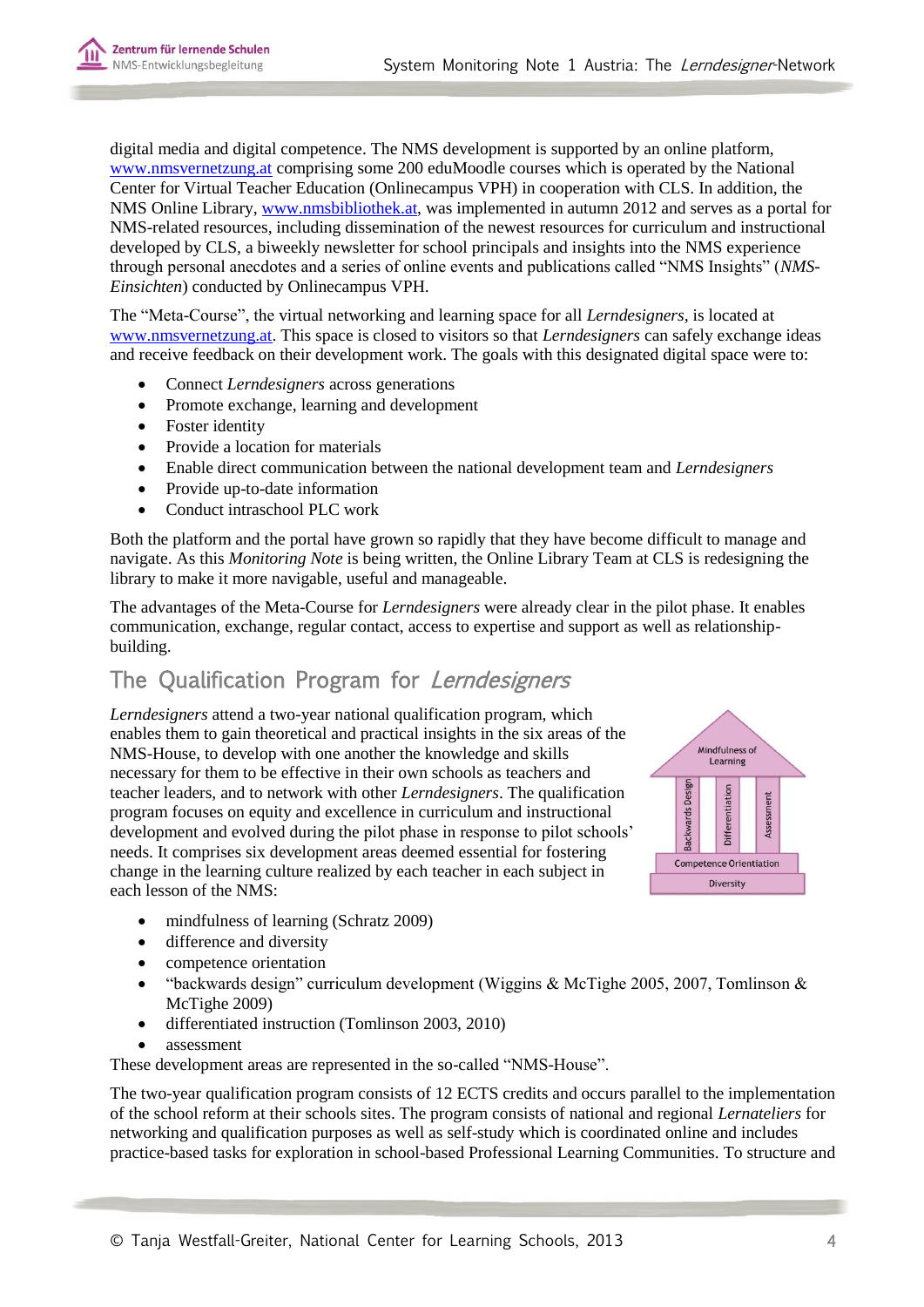digital media and digital competence. The NMS development is supported by an online platform, www.nmsvernetzung.at comprising some 200 eduMoodle courses which is operated by the National Center for Virtual Teacher Education (Onlinecampus VPH) in cooperation with CLS. In addition, the NMS Online Library, www.nmsbibliothek.at, was implemented in autumn 2012 and serves as a portal for NMS-related resources, including dissemination of the newest resources for curriculum and instructional developed by CLS, a biweekly newsletter for school principals and insights into the NMS experience through personal anecdotes and a series of online events and publications called "NMS Insights" (*NMS-Einsichten*) conducted by Onlinecampus VPH.

The "Meta-Course", the virtual networking and learning space for all *Lerndesigners*, is located at www.nmsvernetzung.at. This space is closed to visitors so that *Lerndesigners* can safely exchange ideas and receive feedback on their development work. The goals with this designated digital space were to:

- Connect *Lerndesigners* across generations
- Promote exchange, learning and development
- Foster identity
- Provide a location for materials
- Enable direct communication between the national development team and *Lerndesigners*
- Provide up-to-date information
- Conduct intraschool PLC work

Both the platform and the portal have grown so rapidly that they have become difficult to manage and navigate. As this *Monitoring Note* is being written, the Online Library Team at CLS is redesigning the library to make it more navigable, useful and manageable.

The advantages of the Meta-Course for *Lerndesigners* were already clear in the pilot phase. It enables communication, exchange, regular contact, access to expertise and support as well as relationship-building.

## The Qualification Program for *Lerndesigners*

*Lerndesigners* attend a two-year national qualification program, which enables them to gain theoretical and practical insights in the six areas of the NMS-House, to develop with one another the knowledge and skills necessary for them to be effective in their own schools as teachers and teacher leaders, and to network with other *Lerndesigners*. The qualification program focuses on equity and excellence in curriculum and instructional development and evolved during the pilot phase in response to pilot schools' needs. It comprises six development areas deemed essential for fostering change in the learning culture realized by each teacher in each subject in each lesson of the NMS:

Mindfulness of Learning | Backwards Design | Differentiation | Assessment | Competence Orientiation | Diversity

- mindfulness of learning (Schratz 2009)
- difference and diversity
- competence orientation
- "backwards design" curriculum development (Wiggins & McTighe 2005, 2007, Tomlinson & McTighe 2009)
- differentiated instruction (Tomlinson 2003, 2010)
- assessment

These development areas are represented in the so-called "NMS-House".

The two-year qualification program consists of 12 ECTS credits and occurs parallel to the implementation of the school reform at their schools sites. The program consists of national and regional *Lernateliers* for networking and qualification purposes as well as self-study which is coordinated online and includes practice-based tasks for exploration in school-based Professional Learning Communities. To structure and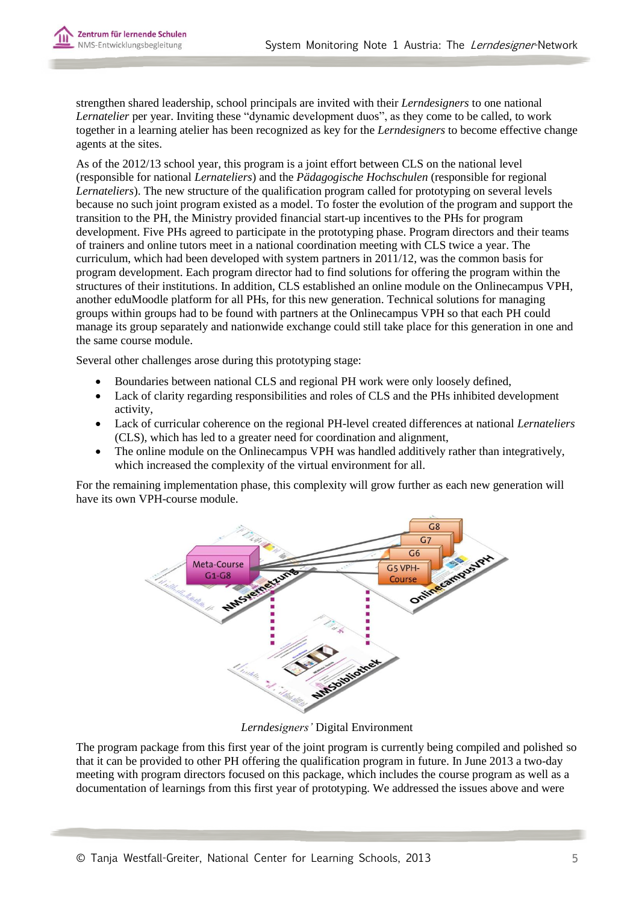strengthen shared leadership, school principals are invited with their *Lerndesigners* to one national *Lernatelier* per year. Inviting these "dynamic development duos", as they come to be called, to work together in a learning atelier has been recognized as key for the *Lerndesigners* to become effective change agents at the sites.

As of the 2012/13 school year, this program is a joint effort between CLS on the national level (responsible for national *Lernateliers*) and the *Pädagogische Hochschulen* (responsible for regional *Lernateliers*). The new structure of the qualification program called for prototyping on several levels because no such joint program existed as a model. To foster the evolution of the program and support the transition to the PH, the Ministry provided financial start-up incentives to the PHs for program development. Five PHs agreed to participate in the prototyping phase. Program directors and their teams of trainers and online tutors meet in a national coordination meeting with CLS twice a year. The curriculum, which had been developed with system partners in 2011/12, was the common basis for program development. Each program director had to find solutions for offering the program within the structures of their institutions. In addition, CLS established an online module on the Onlinecampus VPH, another eduMoodle platform for all PHs, for this new generation. Technical solutions for managing groups within groups had to be found with partners at the Onlinecampus VPH so that each PH could manage its group separately and nationwide exchange could still take place for this generation in one and the same course module.

Several other challenges arose during this prototyping stage:

- Boundaries between national CLS and regional PH work were only loosely defined,
- Lack of clarity regarding responsibilities and roles of CLS and the PHs inhibited development activity,
- Lack of curricular coherence on the regional PH-level created differences at national *Lernateliers* (CLS), which has led to a greater need for coordination and alignment,
- The online module on the Onlinecampus VPH was handled additively rather than integratively, which increased the complexity of the virtual environment for all.

For the remaining implementation phase, this complexity will grow further as each new generation will have its own VPH-course module.

*Lerndesigners'* Digital Environment

The program package from this first year of the joint program is currently being compiled and polished so that it can be provided to other PH offering the qualification program in future. In June 2013 a two-day meeting with program directors focused on this package, which includes the course program as well as a documentation of learnings from this first year of prototyping. We addressed the issues above and were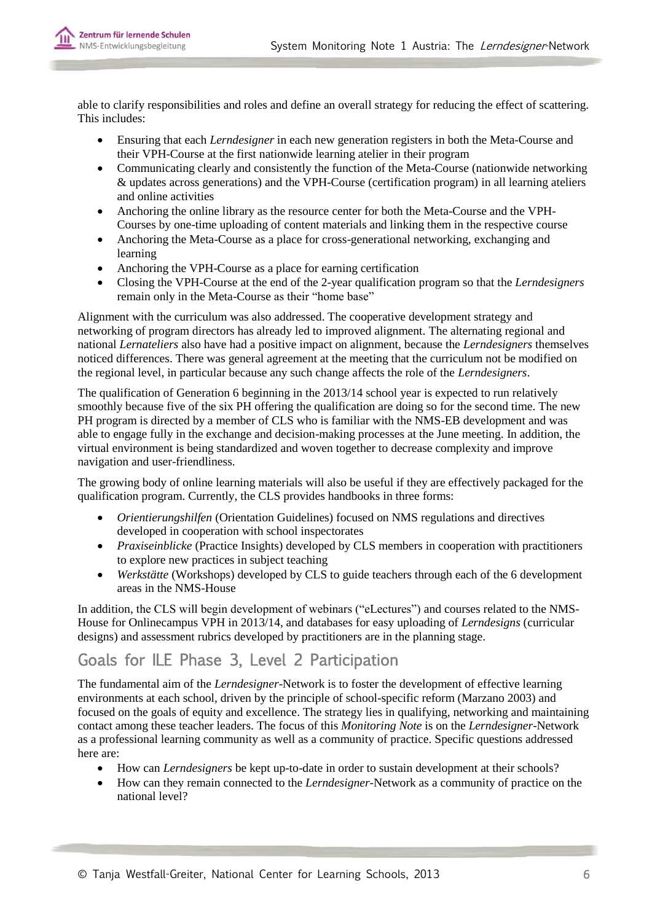able to clarify responsibilities and roles and define an overall strategy for reducing the effect of scattering. This includes:

- Ensuring that each *Lerndesigner* in each new generation registers in both the Meta-Course and their VPH-Course at the first nationwide learning atelier in their program
- Communicating clearly and consistently the function of the Meta-Course (nationwide networking & updates across generations) and the VPH-Course (certification program) in all learning ateliers and online activities
- Anchoring the online library as the resource center for both the Meta-Course and the VPH-Courses by one-time uploading of content materials and linking them in the respective course
- Anchoring the Meta-Course as a place for cross-generational networking, exchanging and learning
- Anchoring the VPH-Course as a place for earning certification
- Closing the VPH-Course at the end of the 2-year qualification program so that the *Lerndesigners* remain only in the Meta-Course as their "home base"

Alignment with the curriculum was also addressed. The cooperative development strategy and networking of program directors has already led to improved alignment. The alternating regional and national *Lernateliers* also have had a positive impact on alignment, because the *Lerndesigners* themselves noticed differences. There was general agreement at the meeting that the curriculum not be modified on the regional level, in particular because any such change affects the role of the *Lerndesigners*.

The qualification of Generation 6 beginning in the 2013/14 school year is expected to run relatively smoothly because five of the six PH offering the qualification are doing so for the second time. The new PH program is directed by a member of CLS who is familiar with the NMS-EB development and was able to engage fully in the exchange and decision-making processes at the June meeting. In addition, the virtual environment is being standardized and woven together to decrease complexity and improve navigation and user-friendliness.

The growing body of online learning materials will also be useful if they are effectively packaged for the qualification program. Currently, the CLS provides handbooks in three forms:

- *Orientierungshilfen* (Orientation Guidelines) focused on NMS regulations and directives developed in cooperation with school inspectorates
- *Praxiseinblicke* (Practice Insights) developed by CLS members in cooperation with practitioners to explore new practices in subject teaching
- *Werkstätte* (Workshops) developed by CLS to guide teachers through each of the 6 development areas in the NMS-House

In addition, the CLS will begin development of webinars ("eLectures") and courses related to the NMS-House for Onlinecampus VPH in 2013/14, and databases for easy uploading of *Lerndesigns* (curricular designs) and assessment rubrics developed by practitioners are in the planning stage.

## Goals for ILE Phase 3, Level 2 Participation

The fundamental aim of the *Lerndesigner*-Network is to foster the development of effective learning environments at each school, driven by the principle of school-specific reform (Marzano 2003) and focused on the goals of equity and excellence. The strategy lies in qualifying, networking and maintaining contact among these teacher leaders. The focus of this *Monitoring Note* is on the *Lerndesigner*-Network as a professional learning community as well as a community of practice. Specific questions addressed here are:

- How can *Lerndesigners* be kept up-to-date in order to sustain development at their schools?
- How can they remain connected to the *Lerndesigner*-Network as a community of practice on the national level?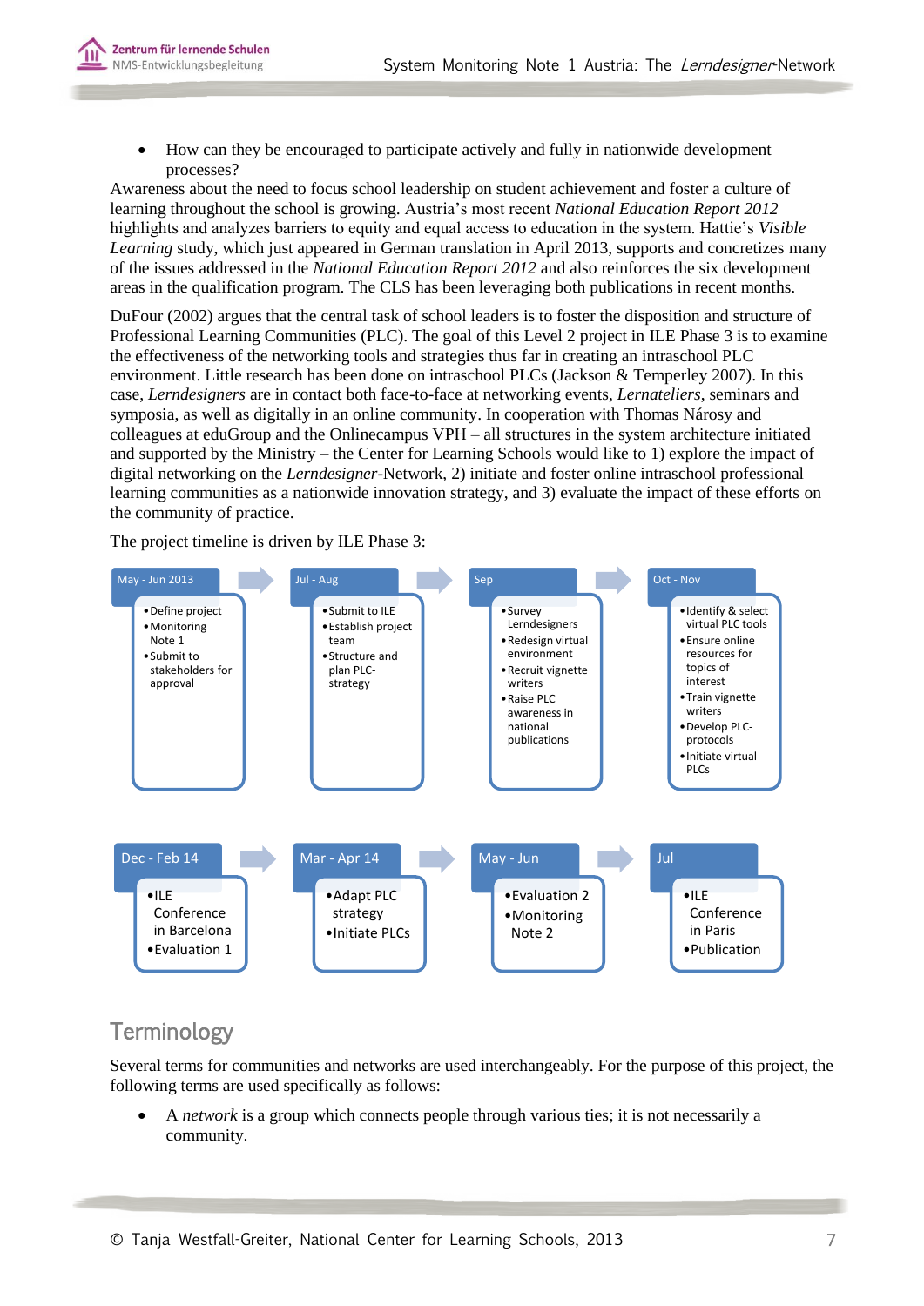- How can they be encouraged to participate actively and fully in nationwide development processes?

Awareness about the need to focus school leadership on student achievement and foster a culture of learning throughout the school is growing. Austria's most recent *National Education Report 2012* highlights and analyzes barriers to equity and equal access to education in the system. Hattie's *Visible Learning* study, which just appeared in German translation in April 2013, supports and concretizes many of the issues addressed in the *National Education Report 2012* and also reinforces the six development areas in the qualification program. The CLS has been leveraging both publications in recent months.

DuFour (2002) argues that the central task of school leaders is to foster the disposition and structure of Professional Learning Communities (PLC). The goal of this Level 2 project in ILE Phase 3 is to examine the effectiveness of the networking tools and strategies thus far in creating an intraschool PLC environment. Little research has been done on intraschool PLCs (Jackson & Temperley 2007). In this case, *Lerndesigners* are in contact both face-to-face at networking events, *Lernateliers*, seminars and symposia, as well as digitally in an online community. In cooperation with Thomas Nárosy and colleagues at eduGroup and the Onlinecampus VPH – all structures in the system architecture initiated and supported by the Ministry – the Center for Learning Schools would like to 1) explore the impact of digital networking on the *Lerndesigner*-Network, 2) initiate and foster online intraschool professional learning communities as a nationwide innovation strategy, and 3) evaluate the impact of these efforts on the community of practice.

The project timeline is driven by ILE Phase 3:

| May - Jun 2013 | Jul - Aug | Sep | Oct - Nov |
|---|---|---|---|
| • Define project<br>• Monitoring Note 1<br>• Submit to stakeholders for approval | • Submit to ILE<br>• Establish project team<br>• Structure and plan PLC-strategy | • Survey Lerndesigners<br>• Redesign virtual environment<br>• Recruit vignette writers<br>• Raise PLC awareness in national publications | • Identify & select virtual PLC tools<br>• Ensure online resources for topics of interest<br>• Train vignette writers<br>• Develop PLC-protocols<br>• Initiate virtual PLCs |

| Dec - Feb 14 | Mar - Apr 14 | May - Jun | Jul |
|---|---|---|---|
| • ILE Conference in Barcelona<br>• Evaluation 1 | • Adapt PLC strategy<br>• Initiate PLCs | • Evaluation 2<br>• Monitoring Note 2 | • ILE Conference in Paris<br>• Publication |

## Terminology

Several terms for communities and networks are used interchangeably. For the purpose of this project, the following terms are used specifically as follows:

- A *network* is a group which connects people through various ties; it is not necessarily a community.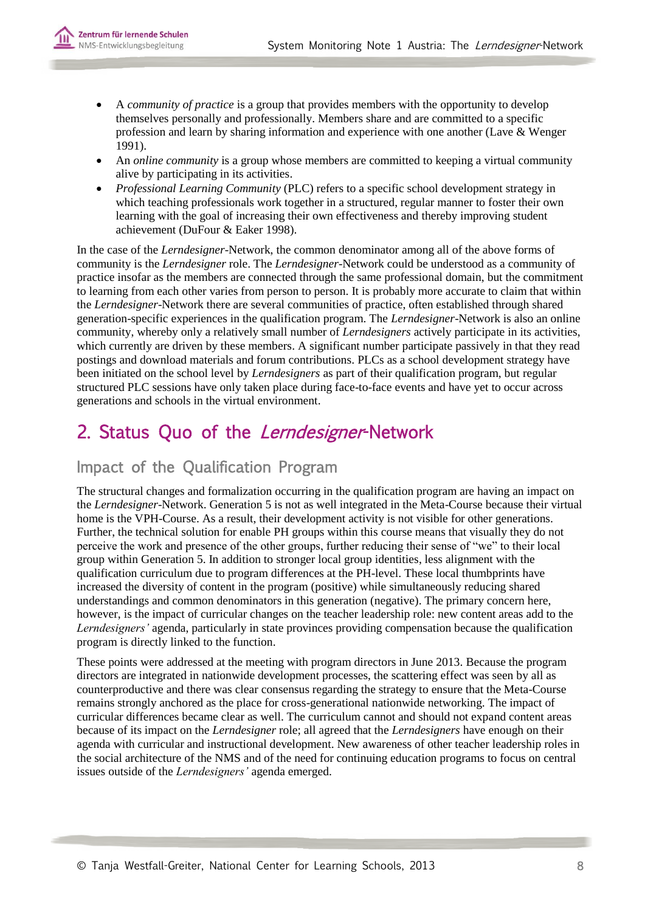- A *community of practice* is a group that provides members with the opportunity to develop themselves personally and professionally. Members share and are committed to a specific profession and learn by sharing information and experience with one another (Lave & Wenger 1991).
- An *online community* is a group whose members are committed to keeping a virtual community alive by participating in its activities.
- *Professional Learning Community* (PLC) refers to a specific school development strategy in which teaching professionals work together in a structured, regular manner to foster their own learning with the goal of increasing their own effectiveness and thereby improving student achievement (DuFour & Eaker 1998).

In the case of the *Lerndesigner*-Network, the common denominator among all of the above forms of community is the *Lerndesigner* role. The *Lerndesigner*-Network could be understood as a community of practice insofar as the members are connected through the same professional domain, but the commitment to learning from each other varies from person to person. It is probably more accurate to claim that within the *Lerndesigner*-Network there are several communities of practice, often established through shared generation-specific experiences in the qualification program. The *Lerndesigner*-Network is also an online community, whereby only a relatively small number of *Lerndesigners* actively participate in its activities, which currently are driven by these members. A significant number participate passively in that they read postings and download materials and forum contributions. PLCs as a school development strategy have been initiated on the school level by *Lerndesigners* as part of their qualification program, but regular structured PLC sessions have only taken place during face-to-face events and have yet to occur across generations and schools in the virtual environment.

# 2. Status Quo of the *Lerndesigner*-Network

## Impact of the Qualification Program

The structural changes and formalization occurring in the qualification program are having an impact on the *Lerndesigner*-Network. Generation 5 is not as well integrated in the Meta-Course because their virtual home is the VPH-Course. As a result, their development activity is not visible for other generations. Further, the technical solution for enable PH groups within this course means that visually they do not perceive the work and presence of the other groups, further reducing their sense of "we" to their local group within Generation 5. In addition to stronger local group identities, less alignment with the qualification curriculum due to program differences at the PH-level. These local thumbprints have increased the diversity of content in the program (positive) while simultaneously reducing shared understandings and common denominators in this generation (negative). The primary concern here, however, is the impact of curricular changes on the teacher leadership role: new content areas add to the *Lerndesigners'* agenda, particularly in state provinces providing compensation because the qualification program is directly linked to the function.

These points were addressed at the meeting with program directors in June 2013. Because the program directors are integrated in nationwide development processes, the scattering effect was seen by all as counterproductive and there was clear consensus regarding the strategy to ensure that the Meta-Course remains strongly anchored as the place for cross-generational nationwide networking. The impact of curricular differences became clear as well. The curriculum cannot and should not expand content areas because of its impact on the *Lerndesigner* role; all agreed that the *Lerndesigners* have enough on their agenda with curricular and instructional development. New awareness of other teacher leadership roles in the social architecture of the NMS and of the need for continuing education programs to focus on central issues outside of the *Lerndesigners'* agenda emerged.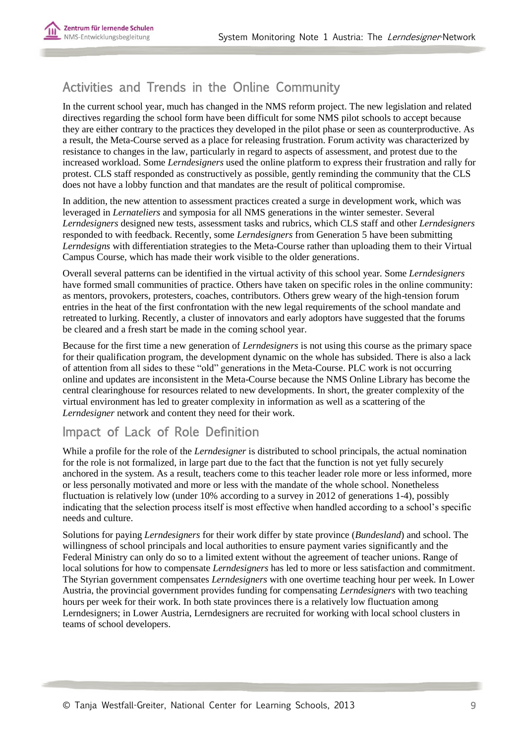## Activities and Trends in the Online Community

In the current school year, much has changed in the NMS reform project. The new legislation and related directives regarding the school form have been difficult for some NMS pilot schools to accept because they are either contrary to the practices they developed in the pilot phase or seen as counterproductive. As a result, the Meta-Course served as a place for releasing frustration. Forum activity was characterized by resistance to changes in the law, particularly in regard to aspects of assessment, and protest due to the increased workload. Some *Lerndesigners* used the online platform to express their frustration and rally for protest. CLS staff responded as constructively as possible, gently reminding the community that the CLS does not have a lobby function and that mandates are the result of political compromise.

In addition, the new attention to assessment practices created a surge in development work, which was leveraged in *Lernateliers* and symposia for all NMS generations in the winter semester. Several *Lerndesigners* designed new tests, assessment tasks and rubrics, which CLS staff and other *Lerndesigners* responded to with feedback. Recently, some *Lerndesigners* from Generation 5 have been submitting *Lerndesigns* with differentiation strategies to the Meta-Course rather than uploading them to their Virtual Campus Course, which has made their work visible to the older generations.

Overall several patterns can be identified in the virtual activity of this school year. Some *Lerndesigners* have formed small communities of practice. Others have taken on specific roles in the online community: as mentors, provokers, protesters, coaches, contributors. Others grew weary of the high-tension forum entries in the heat of the first confrontation with the new legal requirements of the school mandate and retreated to lurking. Recently, a cluster of innovators and early adoptors have suggested that the forums be cleared and a fresh start be made in the coming school year.

Because for the first time a new generation of *Lerndesigners* is not using this course as the primary space for their qualification program, the development dynamic on the whole has subsided. There is also a lack of attention from all sides to these "old" generations in the Meta-Course. PLC work is not occurring online and updates are inconsistent in the Meta-Course because the NMS Online Library has become the central clearinghouse for resources related to new developments. In short, the greater complexity of the virtual environment has led to greater complexity in information as well as a scattering of the *Lerndesigner* network and content they need for their work.

## Impact of Lack of Role Definition

While a profile for the role of the *Lerndesigner* is distributed to school principals, the actual nomination for the role is not formalized, in large part due to the fact that the function is not yet fully securely anchored in the system. As a result, teachers come to this teacher leader role more or less informed, more or less personally motivated and more or less with the mandate of the whole school. Nonetheless fluctuation is relatively low (under 10% according to a survey in 2012 of generations 1-4), possibly indicating that the selection process itself is most effective when handled according to a school's specific needs and culture.

Solutions for paying *Lerndesigners* for their work differ by state province (*Bundesland*) and school. The willingness of school principals and local authorities to ensure payment varies significantly and the Federal Ministry can only do so to a limited extent without the agreement of teacher unions. Range of local solutions for how to compensate *Lerndesigners* has led to more or less satisfaction and commitment. The Styrian government compensates *Lerndesigners* with one overtime teaching hour per week. In Lower Austria, the provincial government provides funding for compensating *Lerndesigners* with two teaching hours per week for their work. In both state provinces there is a relatively low fluctuation among Lerndesigners; in Lower Austria, Lerndesigners are recruited for working with local school clusters in teams of school developers.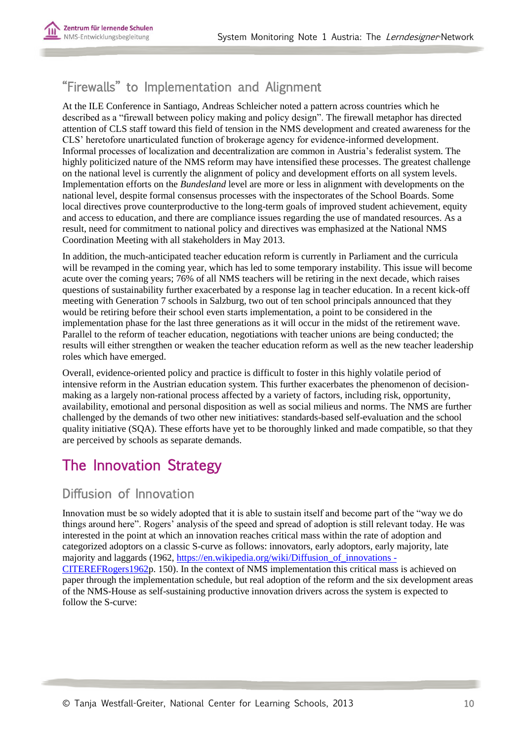## "Firewalls" to Implementation and Alignment

At the ILE Conference in Santiago, Andreas Schleicher noted a pattern across countries which he described as a "firewall between policy making and policy design". The firewall metaphor has directed attention of CLS staff toward this field of tension in the NMS development and created awareness for the CLS' heretofore unarticulated function of brokerage agency for evidence-informed development. Informal processes of localization and decentralization are common in Austria's federalist system. The highly politicized nature of the NMS reform may have intensified these processes. The greatest challenge on the national level is currently the alignment of policy and development efforts on all system levels. Implementation efforts on the *Bundesland* level are more or less in alignment with developments on the national level, despite formal consensus processes with the inspectorates of the School Boards. Some local directives prove counterproductive to the long-term goals of improved student achievement, equity and access to education, and there are compliance issues regarding the use of mandated resources. As a result, need for commitment to national policy and directives was emphasized at the National NMS Coordination Meeting with all stakeholders in May 2013.

In addition, the much-anticipated teacher education reform is currently in Parliament and the curricula will be revamped in the coming year, which has led to some temporary instability. This issue will become acute over the coming years; 76% of all NMS teachers will be retiring in the next decade, which raises questions of sustainability further exacerbated by a response lag in teacher education. In a recent kick-off meeting with Generation 7 schools in Salzburg, two out of ten school principals announced that they would be retiring before their school even starts implementation, a point to be considered in the implementation phase for the last three generations as it will occur in the midst of the retirement wave. Parallel to the reform of teacher education, negotiations with teacher unions are being conducted; the results will either strengthen or weaken the teacher education reform as well as the new teacher leadership roles which have emerged.

Overall, evidence-oriented policy and practice is difficult to foster in this highly volatile period of intensive reform in the Austrian education system. This further exacerbates the phenomenon of decision-making as a largely non-rational process affected by a variety of factors, including risk, opportunity, availability, emotional and personal disposition as well as social milieus and norms. The NMS are further challenged by the demands of two other new initiatives: standards-based self-evaluation and the school quality initiative (SQA). These efforts have yet to be thoroughly linked and made compatible, so that they are perceived by schools as separate demands.

# The Innovation Strategy

## Diffusion of Innovation

Innovation must be so widely adopted that it is able to sustain itself and become part of the "way we do things around here". Rogers' analysis of the speed and spread of adoption is still relevant today. He was interested in the point at which an innovation reaches critical mass within the rate of adoption and categorized adoptors on a classic S-curve as follows: innovators, early adopters, early majority, late majority and laggards (1962, [https://en.wikipedia.org/wiki/Diffusion_of_innovations - CITEREFRogers1962](https://en.wikipedia.org/wiki/Diffusion_of_innovations#CITEREFRogers1962)p. 150). In the context of NMS implementation this critical mass is achieved on paper through the implementation schedule, but real adoption of the reform and the six development areas of the NMS-House as self-sustaining productive innovation drivers across the system is expected to follow the S-curve: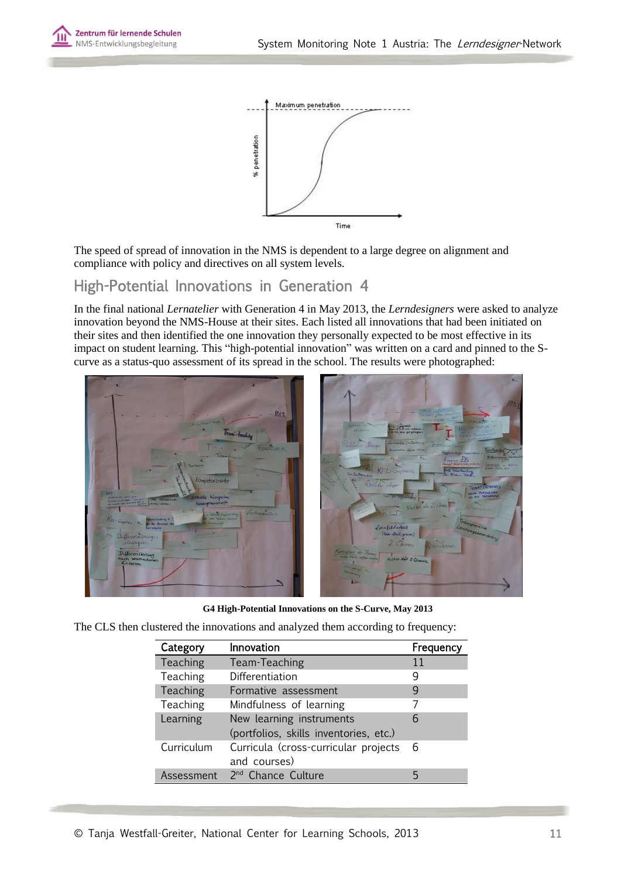The speed of spread of innovation in the NMS is dependent to a large degree on alignment and compliance with policy and directives on all system levels.

## High-Potential Innovations in Generation 4

In the final national *Lernatelier* with Generation 4 in May 2013, the *Lerndesigners* were asked to analyze innovation beyond the NMS-House at their sites. Each listed all innovations that had been initiated on their sites and then identified the one innovation they personally expected to be most effective in its impact on student learning. This "high-potential innovation" was written on a card and pinned to the S-curve as a status-quo assessment of its spread in the school. The results were photographed:

**G4 High-Potential Innovations on the S-Curve, May 2013**

The CLS then clustered the innovations and analyzed them according to frequency:

| Category | Innovation | Frequency |
|---|---|---|
| Teaching | Team-Teaching | 11 |
| Teaching | Differentiation | 9 |
| Teaching | Formative assessment | 9 |
| Teaching | Mindfulness of learning | 7 |
| Learning | New learning instruments (portfolios, skills inventories, etc.) | 6 |
| Curriculum | Curricula (cross-curricular projects and courses) | 6 |
| Assessment | 2nd Chance Culture | 5 |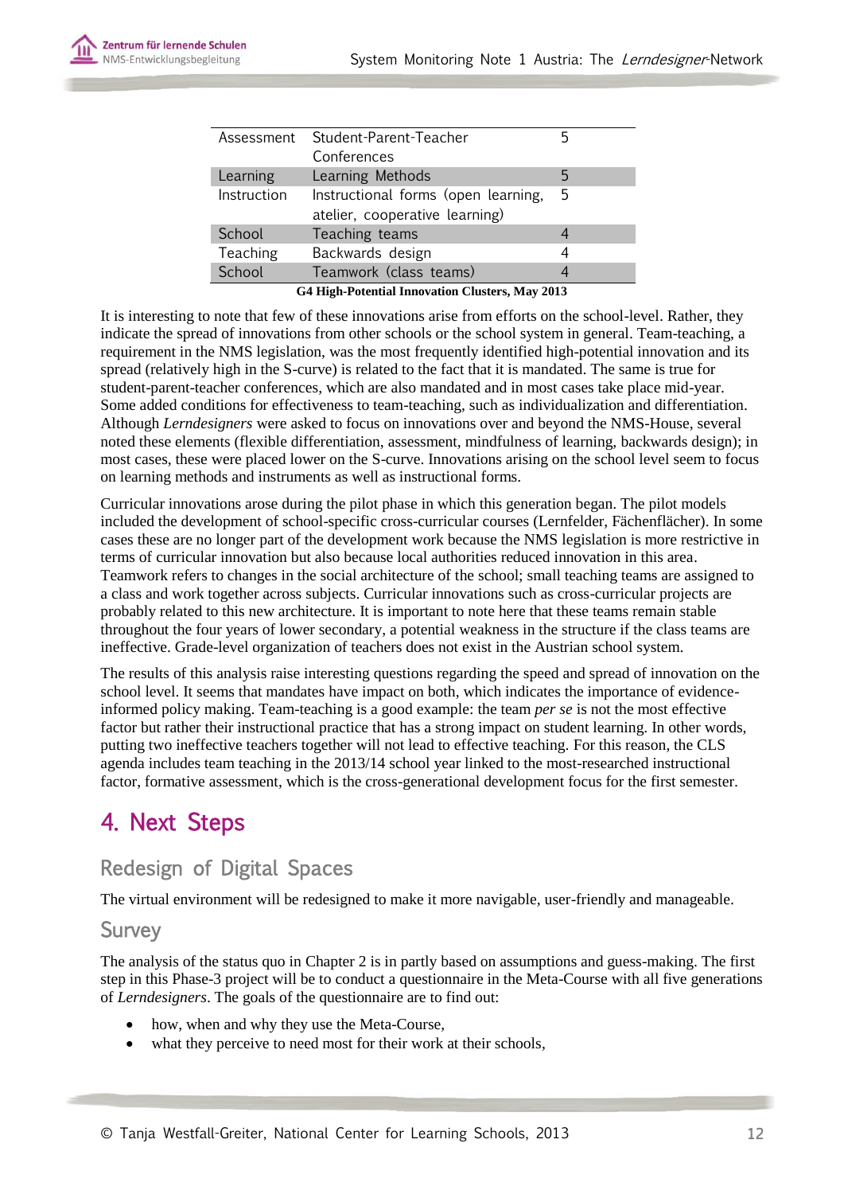| | | |
|---|---|---|
| Assessment | Student-Parent-Teacher Conferences | 5 |
| Learning | Learning Methods | 5 |
| Instruction | Instructional forms (open learning, atelier, cooperative learning) | 5 |
| School | Teaching teams | 4 |
| Teaching | Backwards design | 4 |
| School | Teamwork (class teams) | 4 |

**G4 High-Potential Innovation Clusters, May 2013**

It is interesting to note that few of these innovations arise from efforts on the school-level. Rather, they indicate the spread of innovations from other schools or the school system in general. Team-teaching, a requirement in the NMS legislation, was the most frequently identified high-potential innovation and its spread (relatively high in the S-curve) is related to the fact that it is mandated. The same is true for student-parent-teacher conferences, which are also mandated and in most cases take place mid-year. Some added conditions for effectiveness to team-teaching, such as individualization and differentiation. Although *Lerndesigners* were asked to focus on innovations over and beyond the NMS-House, several noted these elements (flexible differentiation, assessment, mindfulness of learning, backwards design); in most cases, these were placed lower on the S-curve. Innovations arising on the school level seem to focus on learning methods and instruments as well as instructional forms.

Curricular innovations arose during the pilot phase in which this generation began. The pilot models included the development of school-specific cross-curricular courses (Lernfelder, Fächenflächer). In some cases these are no longer part of the development work because the NMS legislation is more restrictive in terms of curricular innovation but also because local authorities reduced innovation in this area. Teamwork refers to changes in the social architecture of the school; small teaching teams are assigned to a class and work together across subjects. Curricular innovations such as cross-curricular projects are probably related to this new architecture. It is important to note here that these teams remain stable throughout the four years of lower secondary, a potential weakness in the structure if the class teams are ineffective. Grade-level organization of teachers does not exist in the Austrian school system.

The results of this analysis raise interesting questions regarding the speed and spread of innovation on the school level. It seems that mandates have impact on both, which indicates the importance of evidence-informed policy making. Team-teaching is a good example: the team *per se* is not the most effective factor but rather their instructional practice that has a strong impact on student learning. In other words, putting two ineffective teachers together will not lead to effective teaching. For this reason, the CLS agenda includes team teaching in the 2013/14 school year linked to the most-researched instructional factor, formative assessment, which is the cross-generational development focus for the first semester.

# 4. Next Steps

## Redesign of Digital Spaces

The virtual environment will be redesigned to make it more navigable, user-friendly and manageable.

## Survey

The analysis of the status quo in Chapter 2 is in partly based on assumptions and guess-making. The first step in this Phase-3 project will be to conduct a questionnaire in the Meta-Course with all five generations of *Lerndesigners*. The goals of the questionnaire are to find out:

- how, when and why they use the Meta-Course,
- what they perceive to need most for their work at their schools,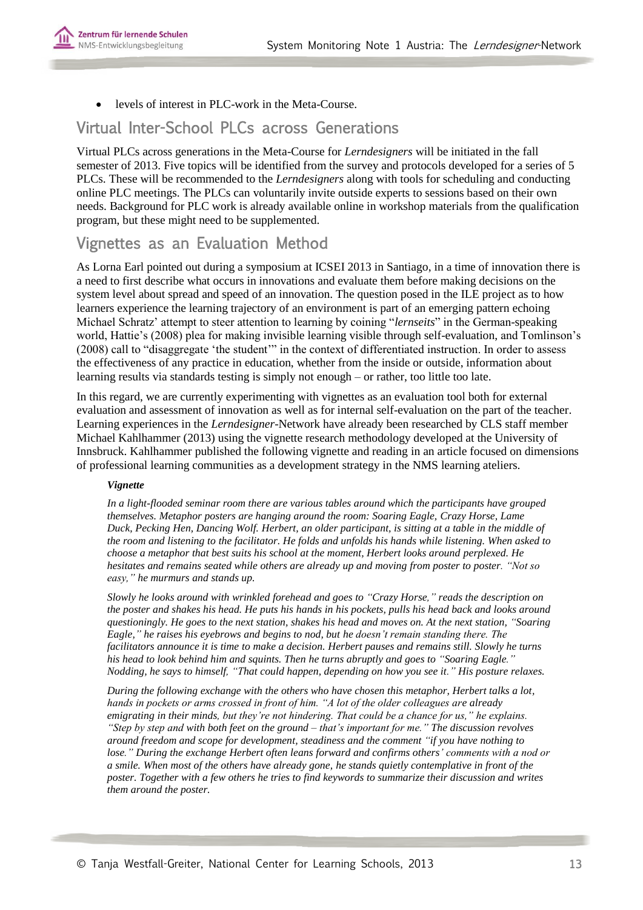- levels of interest in PLC-work in the Meta-Course.

## Virtual Inter-School PLCs across Generations

Virtual PLCs across generations in the Meta-Course for *Lerndesigners* will be initiated in the fall semester of 2013. Five topics will be identified from the survey and protocols developed for a series of 5 PLCs. These will be recommended to the *Lerndesigners* along with tools for scheduling and conducting online PLC meetings. The PLCs can voluntarily invite outside experts to sessions based on their own needs. Background for PLC work is already available online in workshop materials from the qualification program, but these might need to be supplemented.

## Vignettes as an Evaluation Method

As Lorna Earl pointed out during a symposium at ICSEI 2013 in Santiago, in a time of innovation there is a need to first describe what occurs in innovations and evaluate them before making decisions on the system level about spread and speed of an innovation. The question posed in the ILE project as to how learners experience the learning trajectory of an environment is part of an emerging pattern echoing Michael Schratz' attempt to steer attention to learning by coining "*lernseits*" in the German-speaking world, Hattie's (2008) plea for making invisible learning visible through self-evaluation, and Tomlinson's (2008) call to "disaggregate 'the student'" in the context of differentiated instruction. In order to assess the effectiveness of any practice in education, whether from the inside or outside, information about learning results via standards testing is simply not enough – or rather, too little too late.

In this regard, we are currently experimenting with vignettes as an evaluation tool both for external evaluation and assessment of innovation as well as for internal self-evaluation on the part of the teacher. Learning experiences in the *Lerndesigner*-Network have already been researched by CLS staff member Michael Kahlhammer (2013) using the vignette research methodology developed at the University of Innsbruck. Kahlhammer published the following vignette and reading in an article focused on dimensions of professional learning communities as a development strategy in the NMS learning ateliers.

> ***Vignette***
>
> *In a light-flooded seminar room there are various tables around which the participants have grouped themselves. Metaphor posters are hanging around the room: Soaring Eagle, Crazy Horse, Lame Duck, Pecking Hen, Dancing Wolf. Herbert, an older participant, is sitting at a table in the middle of the room and listening to the facilitator. He folds and unfolds his hands while listening. When asked to choose a metaphor that best suits his school at the moment, Herbert looks around perplexed. He hesitates and remains seated while others are already up and moving from poster to poster. "Not so easy," he murmurs and stands up.*
>
> *Slowly he looks around with wrinkled forehead and goes to "Crazy Horse," reads the description on the poster and shakes his head. He puts his hands in his pockets, pulls his head back and looks around questioningly. He goes to the next station, shakes his head and moves on. At the next station, "Soaring Eagle," he raises his eyebrows and begins to nod, but he doesn't remain standing there. The facilitators announce it is time to make a decision. Herbert pauses and remains still. Slowly he turns his head to look behind him and squints. Then he turns abruptly and goes to "Soaring Eagle." Nodding, he says to himself, "That could happen, depending on how you see it." His posture relaxes.*
>
> *During the following exchange with the others who have chosen this metaphor, Herbert talks a lot, hands in pockets or arms crossed in front of him. "A lot of the older colleagues are already emigrating in their minds, but they're not hindering. That could be a chance for us," he explains. "Step by step and with both feet on the ground – that's important for me." The discussion revolves around freedom and scope for development, steadiness and the comment "if you have nothing to lose." During the exchange Herbert often leans forward and confirms others' comments with a nod or a smile. When most of the others have already gone, he stands quietly contemplative in front of the poster. Together with a few others he tries to find keywords to summarize their discussion and writes them around the poster.*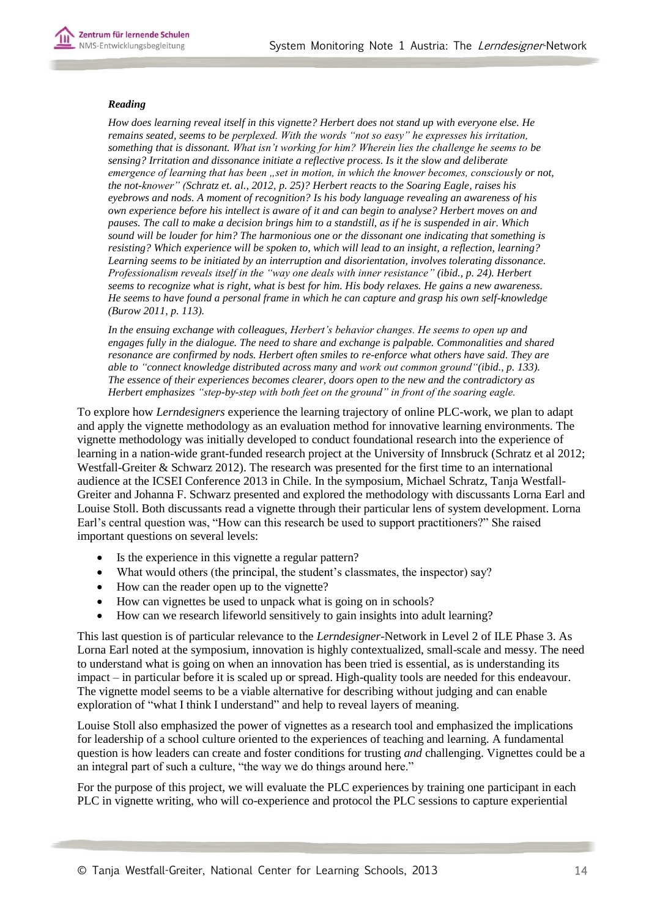***Reading***

*How does learning reveal itself in this vignette? Herbert does not stand up with everyone else. He remains seated, seems to be perplexed. With the words "not so easy" he expresses his irritation, something that is dissonant. What isn't working for him? Wherein lies the challenge he seems to be sensing? Irritation and dissonance initiate a reflective process. Is it the slow and deliberate emergence of learning that has been „set in motion, in which the knower becomes, consciously or not, the not-knower" (Schratz et. al., 2012, p. 25)? Herbert reacts to the Soaring Eagle, raises his eyebrows and nods. A moment of recognition? Is his body language revealing an awareness of his own experience before his intellect is aware of it and can begin to analyse? Herbert moves on and pauses. The call to make a decision brings him to a standstill, as if he is suspended in air. Which sound will be louder for him? The harmonious one or the dissonant one indicating that something is resisting? Which experience will be spoken to, which will lead to an insight, a reflection, learning? Learning seems to be initiated by an interruption and disorientation, involves tolerating dissonance. Professionalism reveals itself in the "way one deals with inner resistance" (ibid., p. 24). Herbert seems to recognize what is right, what is best for him. His body relaxes. He gains a new awareness. He seems to have found a personal frame in which he can capture and grasp his own self-knowledge (Burow 2011, p. 113).*

*In the ensuing exchange with colleagues, Herbert's behavior changes. He seems to open up and engages fully in the dialogue. The need to share and exchange is palpable. Commonalities and shared resonance are confirmed by nods. Herbert often smiles to re-enforce what others have said. They are able to "connect knowledge distributed across many and work out common ground"(ibid., p. 133). The essence of their experiences becomes clearer, doors open to the new and the contradictory as Herbert emphasizes "step-by-step with both feet on the ground" in front of the soaring eagle.*

To explore how *Lerndesigners* experience the learning trajectory of online PLC-work, we plan to adapt and apply the vignette methodology as an evaluation method for innovative learning environments. The vignette methodology was initially developed to conduct foundational research into the experience of learning in a nation-wide grant-funded research project at the University of Innsbruck (Schratz et al 2012; Westfall-Greiter & Schwarz 2012). The research was presented for the first time to an international audience at the ICSEI Conference 2013 in Chile. In the symposium, Michael Schratz, Tanja Westfall-Greiter and Johanna F. Schwarz presented and explored the methodology with discussants Lorna Earl and Louise Stoll. Both discussants read a vignette through their particular lens of system development. Lorna Earl's central question was, "How can this research be used to support practitioners?" She raised important questions on several levels:

- Is the experience in this vignette a regular pattern?
- What would others (the principal, the student's classmates, the inspector) say?
- How can the reader open up to the vignette?
- How can vignettes be used to unpack what is going on in schools?
- How can we research lifeworld sensitively to gain insights into adult learning?

This last question is of particular relevance to the *Lerndesigner*-Network in Level 2 of ILE Phase 3. As Lorna Earl noted at the symposium, innovation is highly contextualized, small-scale and messy. The need to understand what is going on when an innovation has been tried is essential, as is understanding its impact – in particular before it is scaled up or spread. High-quality tools are needed for this endeavour. The vignette model seems to be a viable alternative for describing without judging and can enable exploration of "what I think I understand" and help to reveal layers of meaning.

Louise Stoll also emphasized the power of vignettes as a research tool and emphasized the implications for leadership of a school culture oriented to the experiences of teaching and learning. A fundamental question is how leaders can create and foster conditions for trusting *and* challenging. Vignettes could be a an integral part of such a culture, "the way we do things around here."

For the purpose of this project, we will evaluate the PLC experiences by training one participant in each PLC in vignette writing, who will co-experience and protocol the PLC sessions to capture experiential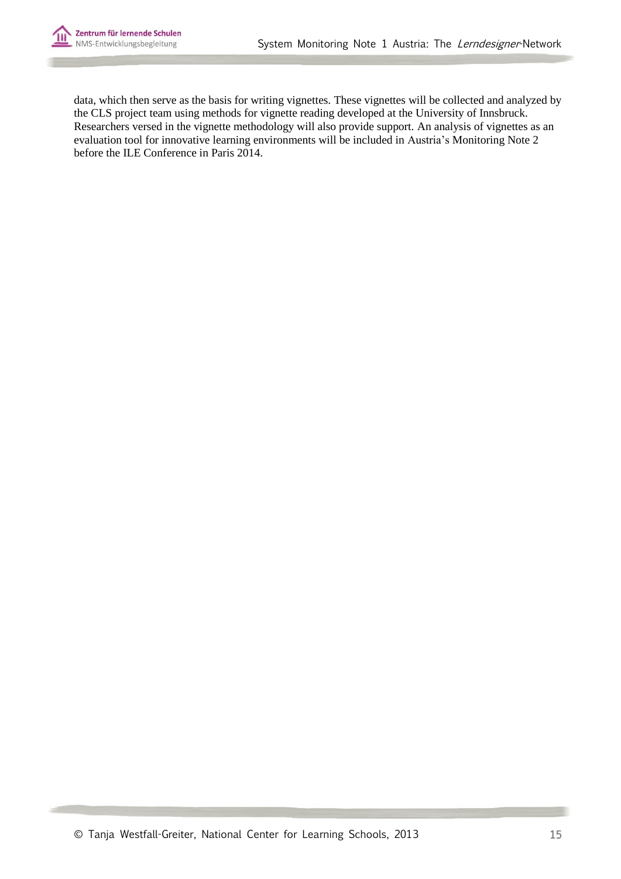data, which then serve as the basis for writing vignettes. These vignettes will be collected and analyzed by the CLS project team using methods for vignette reading developed at the University of Innsbruck. Researchers versed in the vignette methodology will also provide support. An analysis of vignettes as an evaluation tool for innovative learning environments will be included in Austria's Monitoring Note 2 before the ILE Conference in Paris 2014.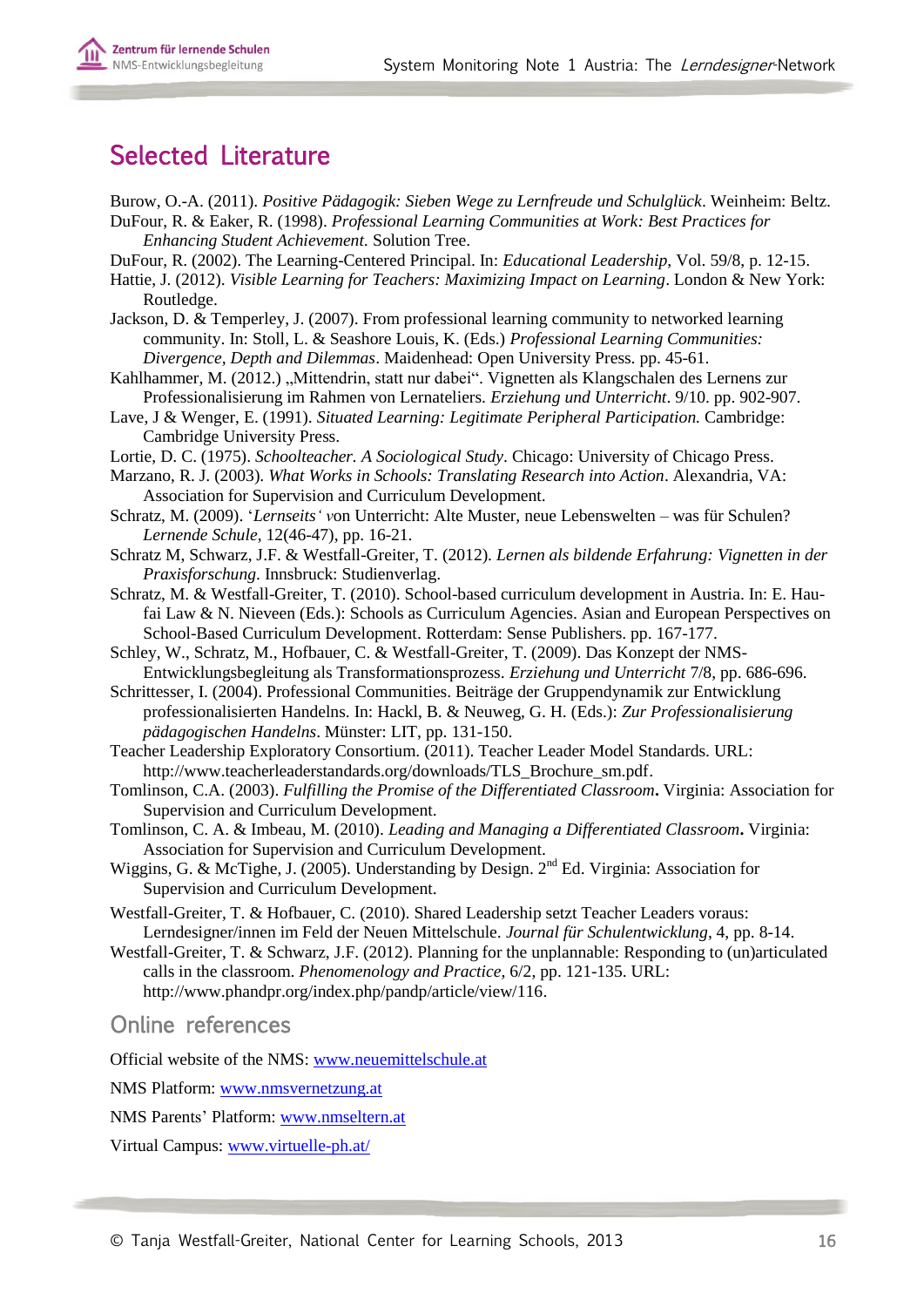# Selected Literature

Burow, O.-A. (2011). *Positive Pädagogik: Sieben Wege zu Lernfreude und Schulglück*. Weinheim: Beltz.

DuFour, R. & Eaker, R. (1998). *Professional Learning Communities at Work: Best Practices for Enhancing Student Achievement.* Solution Tree.

DuFour, R. (2002). The Learning-Centered Principal. In: *Educational Leadership*, Vol. 59/8, p. 12-15.

Hattie, J. (2012). *Visible Learning for Teachers: Maximizing Impact on Learning*. London & New York: Routledge.

Jackson, D. & Temperley, J. (2007). From professional learning community to networked learning community. In: Stoll, L. & Seashore Louis, K. (Eds.) *Professional Learning Communities: Divergence, Depth and Dilemmas*. Maidenhead: Open University Press. pp. 45-61.

Kahlhammer, M. (2012.) „Mittendrin, statt nur dabei". Vignetten als Klangschalen des Lernens zur Professionalisierung im Rahmen von Lernateliers. *Erziehung und Unterricht*. 9/10. pp. 902-907.

Lave, J & Wenger, E. (1991). *Situated Learning: Legitimate Peripheral Participation.* Cambridge: Cambridge University Press.

Lortie, D. C. (1975). *Schoolteacher. A Sociological Study*. Chicago: University of Chicago Press.

Marzano, R. J. (2003). *What Works in Schools: Translating Research into Action*. Alexandria, VA: Association for Supervision and Curriculum Development.

Schratz, M. (2009). '*Lernseits' v*on Unterricht: Alte Muster, neue Lebenswelten – was für Schulen? *Lernende Schule*, 12(46-47), pp. 16-21.

Schratz M, Schwarz, J.F. & Westfall-Greiter, T. (2012). *Lernen als bildende Erfahrung: Vignetten in der Praxisforschung*. Innsbruck: Studienverlag.

Schratz, M. & Westfall-Greiter, T. (2010). School-based curriculum development in Austria. In: E. Hau-fai Law & N. Nieveen (Eds.): Schools as Curriculum Agencies. Asian and European Perspectives on School-Based Curriculum Development. Rotterdam: Sense Publishers. pp. 167-177.

Schley, W., Schratz, M., Hofbauer, C. & Westfall-Greiter, T. (2009). Das Konzept der NMS-Entwicklungsbegleitung als Transformationsprozess. *Erziehung und Unterricht* 7/8, pp. 686-696.

Schrittesser, I. (2004). Professional Communities. Beiträge der Gruppendynamik zur Entwicklung professionalisierten Handelns. In: Hackl, B. & Neuweg, G. H. (Eds.): *Zur Professionalisierung pädagogischen Handelns*. Münster: LIT, pp. 131-150.

Teacher Leadership Exploratory Consortium. (2011). Teacher Leader Model Standards. URL: http://www.teacherleaderstandards.org/downloads/TLS_Brochure_sm.pdf.

Tomlinson, C.A. (2003). *Fulfilling the Promise of the Differentiated Classroom***.** Virginia: Association for Supervision and Curriculum Development.

Tomlinson, C. A. & Imbeau, M. (2010). *Leading and Managing a Differentiated Classroom***.** Virginia: Association for Supervision and Curriculum Development.

Wiggins, G. & McTighe, J. (2005). Understanding by Design. 2nd Ed. Virginia: Association for Supervision and Curriculum Development.

Westfall-Greiter, T. & Hofbauer, C. (2010). Shared Leadership setzt Teacher Leaders voraus: Lerndesigner/innen im Feld der Neuen Mittelschule. *Journal für Schulentwicklung*, 4, pp. 8-14.

Westfall-Greiter, T. & Schwarz, J.F. (2012). Planning for the unplannable: Responding to (un)articulated calls in the classroom. *Phenomenology and Practice*, 6/2, pp. 121-135. URL: http://www.phandpr.org/index.php/pandp/article/view/116.

## Online references

Official website of the NMS: www.neuemittelschule.at

NMS Platform: www.nmsvernetzung.at

NMS Parents' Platform: www.nmseltern.at

Virtual Campus: www.virtuelle-ph.at/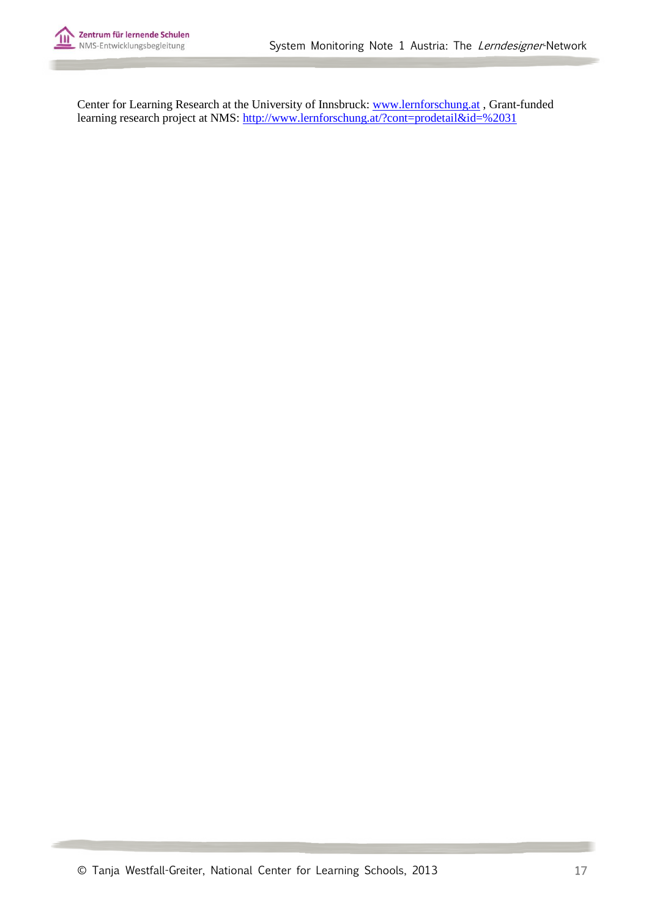Center for Learning Research at the University of Innsbruck: www.lernforschung.at , Grant-funded learning research project at NMS: http://www.lernforschung.at/?cont=prodetail&id=%2031